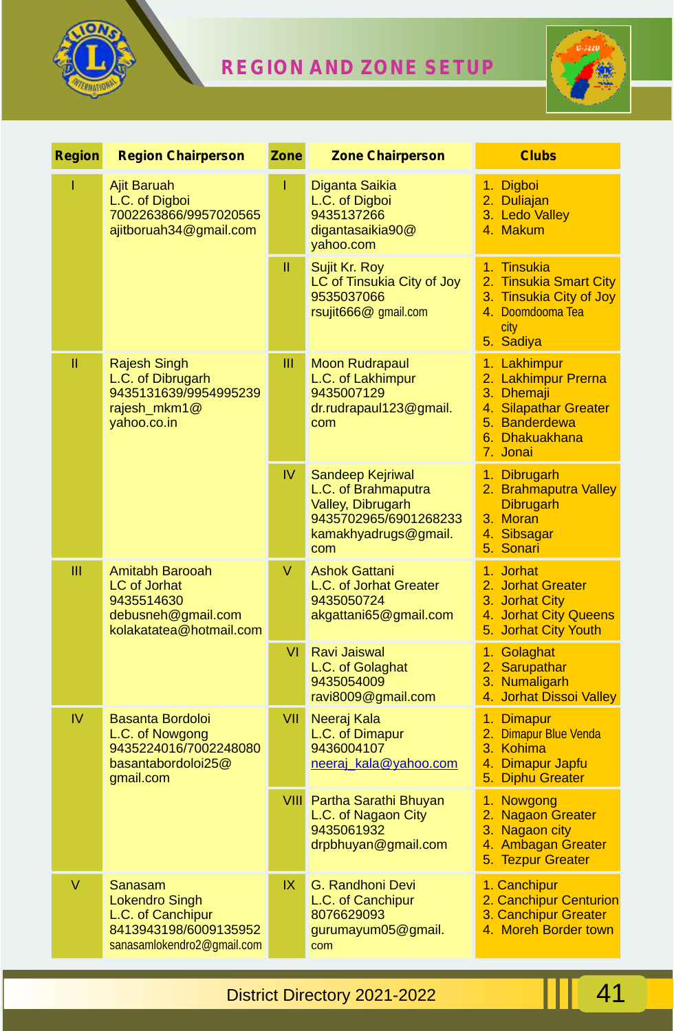# REGION AND ZONE SETUP

| Region | Region Chairperson | Zone | Zone Chairperson | Clubs |
|---|---|---|---|---|
| I | Ajit Baruah<br>L.C. of Digboi<br>7002263866/9957020565<br>ajitboruah34@gmail.com | I | Diganta Saikia<br>L.C. of Digboi<br>9435137266<br>digantasaikia90@yahoo.com | 1. Digboi<br>2. Duliajan<br>3. Ledo Valley<br>4. Makum |
| | | II | Sujit Kr. Roy<br>LC of Tinsukia City of Joy<br>9535037066<br>rsujit666@ gmail.com | 1. Tinsukia<br>2. Tinsukia Smart City<br>3. Tinsukia City of Joy<br>4. Doomdooma Tea city<br>5. Sadiya |
| II | Rajesh Singh<br>L.C. of Dibrugarh<br>9435131639/9954995239<br>rajesh_mkm1@yahoo.co.in | III | Moon Rudrapaul<br>L.C. of Lakhimpur<br>9435007129<br>dr.rudrapaul123@gmail.com | 1. Lakhimpur<br>2. Lakhimpur Prerna<br>3. Dhemaji<br>4. Silapathar Greater<br>5. Banderdewa<br>6. Dhakuakhana<br>7. Jonai |
| | | IV | Sandeep Kejriwal<br>L.C. of Brahmaputra Valley, Dibrugarh<br>9435702965/6901268233<br>kamakhyadrugs@gmail.com | 1. Dibrugarh<br>2. Brahmaputra Valley Dibrugarh<br>3. Moran<br>4. Sibsagar<br>5. Sonari |
| III | Amitabh Barooah<br>LC of Jorhat<br>9435514630<br>debusneh@gmail.com<br>kolakatatea@hotmail.com | V | Ashok Gattani<br>L.C. of Jorhat Greater<br>9435050724<br>akgattani65@gmail.com | 1. Jorhat<br>2. Jorhat Greater<br>3. Jorhat City<br>4. Jorhat City Queens<br>5. Jorhat City Youth |
| | | VI | Ravi Jaiswal<br>L.C. of Golaghat<br>9435054009<br>ravi8009@gmail.com | 1. Golaghat<br>2. Sarupathar<br>3. Numaligarh<br>4. Jorhat Dissoi Valley |
| IV | Basanta Bordoloi<br>L.C. of Nowgong<br>9435224016/7002248080<br>basantabordoloi25@gmail.com | VII | Neeraj Kala<br>L.C. of Dimapur<br>9436004107<br>neeraj_kala@yahoo.com | 1. Dimapur<br>2. Dimapur Blue Venda<br>3. Kohima<br>4. Dimapur Japfu<br>5. Diphu Greater |
| | | VIII | Partha Sarathi Bhuyan<br>L.C. of Nagaon City<br>9435061932<br>drpbhuyan@gmail.com | 1. Nowgong<br>2. Nagaon Greater<br>3. Nagaon city<br>4. Ambagan Greater<br>5. Tezpur Greater |
| V | Sanasam Lokendro Singh<br>L.C. of Canchipur<br>8413943198/6009135952<br>sanasamlokendro2@gmail.com | IX | G. Randhoni Devi<br>L.C. of Canchipur<br>8076629093<br>gurumayum05@gmail.com | 1. Canchipur<br>2. Canchipur Centurion<br>3. Canchipur Greater<br>4. Moreh Border town |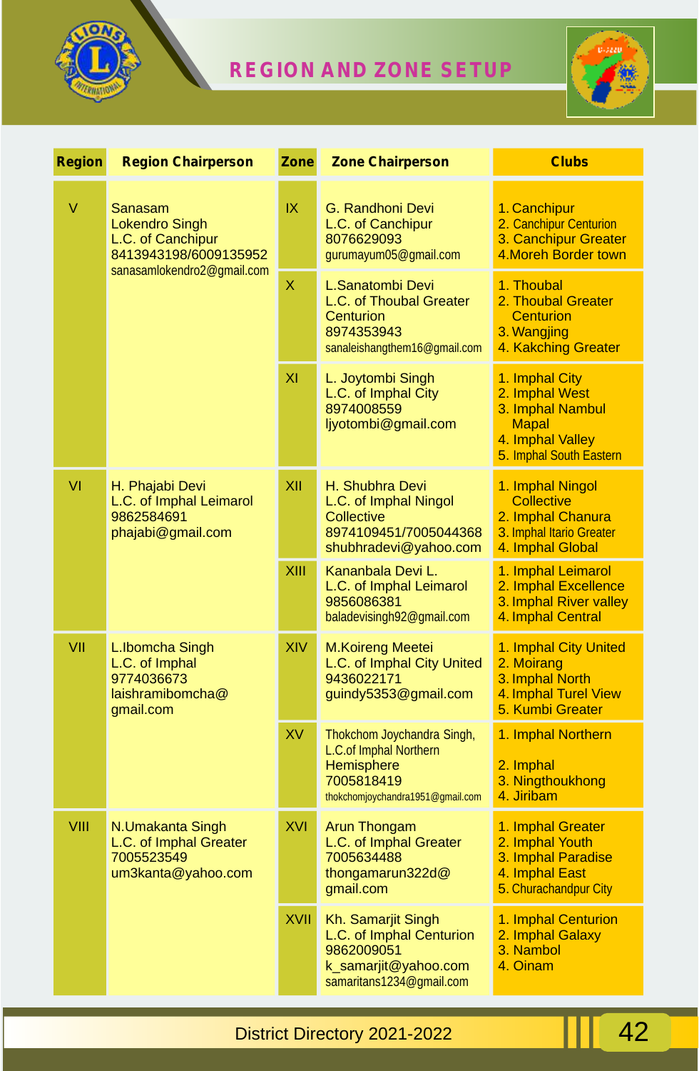# REGION AND ZONE SETUP

| Region | Region Chairperson | Zone | Zone Chairperson | Clubs |
|---|---|---|---|---|
| V | Sanasam Lokendro Singh<br>L.C. of Canchipur<br>8413943198/6009135952<br>sanasamlokendro2@gmail.com | IX | G. Randhoni Devi<br>L.C. of Canchipur<br>8076629093<br>gurumayum05@gmail.com | 1. Canchipur<br>2. Canchipur Centurion<br>3. Canchipur Greater<br>4.Moreh Border town |
| | | X | L.Sanatombi Devi<br>L.C. of Thoubal Greater Centurion<br>8974353943<br>sanaleishangthem16@gmail.com | 1. Thoubal<br>2. Thoubal Greater Centurion<br>3. Wangjing<br>4. Kakching Greater |
| | | XI | L. Joytombi Singh<br>L.C. of Imphal City<br>8974008559<br>ljyotombi@gmail.com | 1. Imphal City<br>2. Imphal West<br>3. Imphal Nambul Mapal<br>4. Imphal Valley<br>5. Imphal South Eastern |
| VI | H. Phajabi Devi<br>L.C. of Imphal Leimarol<br>9862584691<br>phajabi@gmail.com | XII | H. Shubhra Devi<br>L.C. of Imphal Ningol Collective<br>8974109451/7005044368<br>shubhradevi@yahoo.com | 1. Imphal Ningol Collective<br>2. Imphal Chanura<br>3. Imphal Itario Greater<br>4. Imphal Global |
| | | XIII | Kananbala Devi L.<br>L.C. of Imphal Leimarol<br>9856086381<br>baladevisingh92@gmail.com | 1. Imphal Leimarol<br>2. Imphal Excellence<br>3. Imphal River valley<br>4. Imphal Central |
| VII | L.Ibomcha Singh<br>L.C. of Imphal<br>9774036673<br>laishramibomcha@gmail.com | XIV | M.Koireng Meetei<br>L.C. of Imphal City United<br>9436022171<br>guindy5353@gmail.com | 1. Imphal City United<br>2. Moirang<br>3. Imphal North<br>4. Imphal Turel View<br>5. Kumbi Greater |
| | | XV | Thokchom Joychandra Singh,<br>L.C.of Imphal Northern Hemisphere<br>7005818419<br>thokchomjoychandra1951@gmail.com | 1. Imphal Northern<br>2. Imphal<br>3. Ningthoukhong<br>4. Jiribam |
| VIII | N.Umakanta Singh<br>L.C. of Imphal Greater<br>7005523549<br>um3kanta@yahoo.com | XVI | Arun Thongam<br>L.C. of Imphal Greater<br>7005634488<br>thongamarun322d@gmail.com | 1. Imphal Greater<br>2. Imphal Youth<br>3. Imphal Paradise<br>4. Imphal East<br>5. Churachandpur City |
| | | XVII | Kh. Samarjit Singh<br>L.C. of Imphal Centurion<br>9862009051<br>k_samarjit@yahoo.com<br>samaritans1234@gmail.com | 1. Imphal Centurion<br>2. Imphal Galaxy<br>3. Nambol<br>4. Oinam |

District Directory 2021-2022